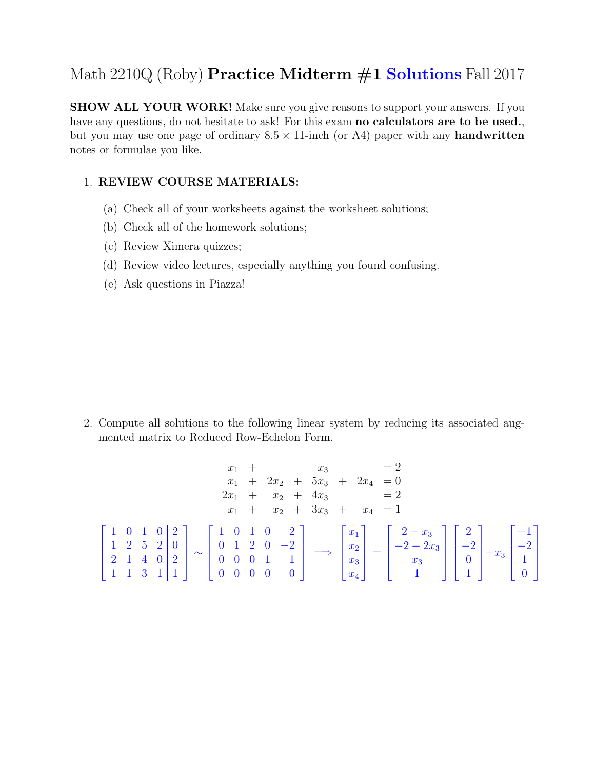# Math 2210Q (Roby) **Practice Midterm #1 Solutions** Fall 2017

**SHOW ALL YOUR WORK!** Make sure you give reasons to support your answers. If you have any questions, do not hesitate to ask! For this exam **no calculators are to be used.**, but you may use one page of ordinary $8.5 \times 11$-inch (or A4) paper with any **handwritten** notes or formulae you like.

1. **REVIEW COURSE MATERIALS:**

   (a) Check all of your worksheets against the worksheet solutions;

   (b) Check all of the homework solutions;

   (c) Review Ximera quizzes;

   (d) Review video lectures, especially anything you found confusing.

   (e) Ask questions in Piazza!

2. Compute all solutions to the following linear system by reducing its associated augmented matrix to Reduced Row-Echelon Form.

$$
\begin{array}{rcrcrcrl}
x_1 & + & & & x_3 & & & = 2 \\
x_1 & + & 2x_2 & + & 5x_3 & + & 2x_4 & = 0 \\
2x_1 & + & x_2 & + & 4x_3 & & & = 2 \\
x_1 & + & x_2 & + & 3x_3 & + & x_4 & = 1
\end{array}
$$

$$
\left[\begin{array}{cccc|c} 1 & 0 & 1 & 0 & 2 \\ 1 & 2 & 5 & 2 & 0 \\ 2 & 1 & 4 & 0 & 2 \\ 1 & 1 & 3 & 1 & 1 \end{array}\right] \sim \left[\begin{array}{cccc|c} 1 & 0 & 1 & 0 & 2 \\ 0 & 1 & 2 & 0 & -2 \\ 0 & 0 & 0 & 1 & 1 \\ 0 & 0 & 0 & 0 & 0 \end{array}\right] \implies \begin{bmatrix} x_1 \\ x_2 \\ x_3 \\ x_4 \end{bmatrix} = \begin{bmatrix} 2 - x_3 \\ -2 - 2x_3 \\ x_3 \\ 1 \end{bmatrix} \begin{bmatrix} 2 \\ -2 \\ 0 \\ 1 \end{bmatrix} + x_3 \begin{bmatrix} -1 \\ -2 \\ 1 \\ 0 \end{bmatrix}
$$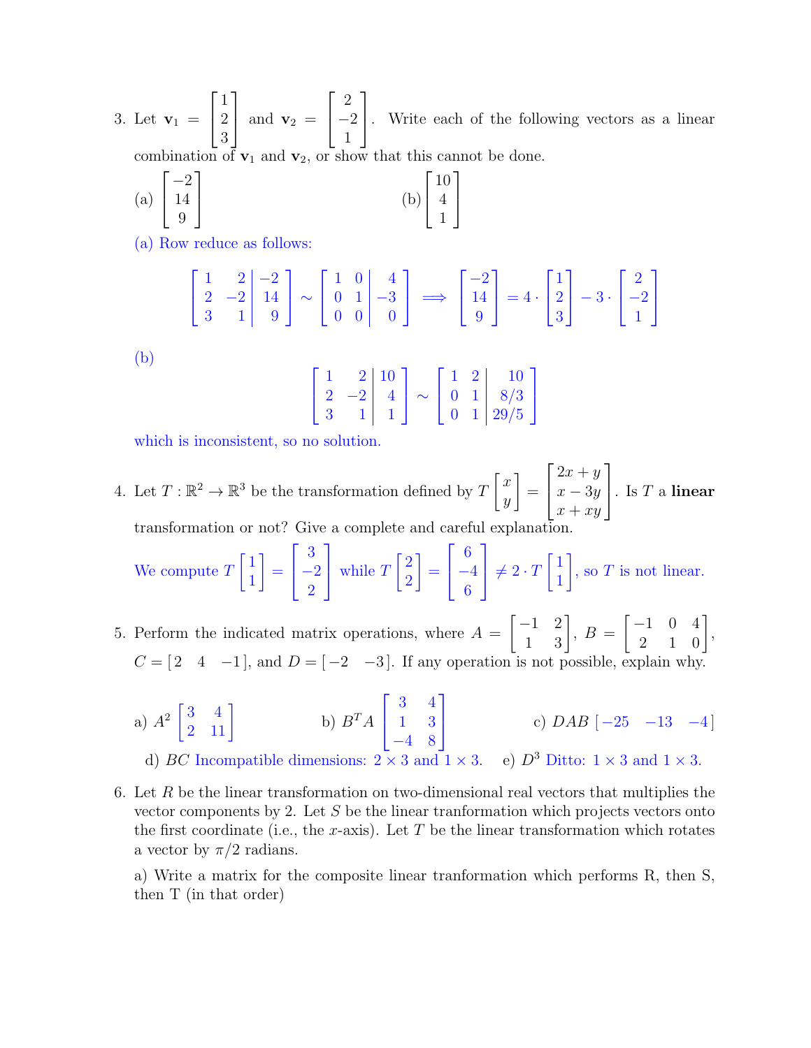3. Let $\mathbf{v}_1 = \begin{bmatrix} 1 \\ 2 \\ 3 \end{bmatrix}$ and $\mathbf{v}_2 = \begin{bmatrix} 2 \\ -2 \\ 1 \end{bmatrix}$. Write each of the following vectors as a linear combination of $\mathbf{v}_1$ and $\mathbf{v}_2$, or show that this cannot be done.

   (a) $\begin{bmatrix} -2 \\ 14 \\ 9 \end{bmatrix}$ (b) $\begin{bmatrix} 10 \\ 4 \\ 1 \end{bmatrix}$

   (a) Row reduce as follows:

$$\left[\begin{array}{cc|c} 1 & 2 & -2 \\ 2 & -2 & 14 \\ 3 & 1 & 9 \end{array}\right] \sim \left[\begin{array}{cc|c} 1 & 0 & 4 \\ 0 & 1 & -3 \\ 0 & 0 & 0 \end{array}\right] \implies \begin{bmatrix} -2 \\ 14 \\ 9 \end{bmatrix} = 4 \cdot \begin{bmatrix} 1 \\ 2 \\ 3 \end{bmatrix} - 3 \cdot \begin{bmatrix} 2 \\ -2 \\ 1 \end{bmatrix}$$

   (b)

$$\left[\begin{array}{cc|c} 1 & 2 & 10 \\ 2 & -2 & 4 \\ 3 & 1 & 1 \end{array}\right] \sim \left[\begin{array}{cc|c} 1 & 2 & 10 \\ 0 & 1 & 8/3 \\ 0 & 1 & 29/5 \end{array}\right]$$

   which is inconsistent, so no solution.

4. Let $T : \mathbb{R}^2 \to \mathbb{R}^3$ be the transformation defined by $T\begin{bmatrix} x \\ y \end{bmatrix} = \begin{bmatrix} 2x + y \\ x - 3y \\ x + xy \end{bmatrix}$. Is $T$ a **linear** transformation or not? Give a complete and careful explanation.

   We compute $T\begin{bmatrix} 1 \\ 1 \end{bmatrix} = \begin{bmatrix} 3 \\ -2 \\ 2 \end{bmatrix}$ while $T\begin{bmatrix} 2 \\ 2 \end{bmatrix} = \begin{bmatrix} 6 \\ -4 \\ 6 \end{bmatrix} \neq 2 \cdot T\begin{bmatrix} 1 \\ 1 \end{bmatrix}$, so $T$ is not linear.

5. Perform the indicated matrix operations, where $A = \begin{bmatrix} -1 & 2 \\ 1 & 3 \end{bmatrix}$, $B = \begin{bmatrix} -1 & 0 & 4 \\ 2 & 1 & 0 \end{bmatrix}$, $C = \begin{bmatrix} 2 & 4 & -1 \end{bmatrix}$, and $D = \begin{bmatrix} -2 & -3 \end{bmatrix}$. If any operation is not possible, explain why.

   a) $A^2$ $\begin{bmatrix} 3 & 4 \\ 2 & 11 \end{bmatrix}$ b) $B^T A$ $\begin{bmatrix} 3 & 4 \\ 1 & 3 \\ -4 & 8 \end{bmatrix}$ c) $DAB$ $\begin{bmatrix} -25 & -13 & -4 \end{bmatrix}$

   d) $BC$ Incompatible dimensions: $2 \times 3$ and $1 \times 3$. e) $D^3$ Ditto: $1 \times 3$ and $1 \times 3$.

6. Let $R$ be the linear transformation on two-dimensional real vectors that multiplies the vector components by 2. Let $S$ be the linear tranformation which projects vectors onto the first coordinate (i.e., the $x$-axis). Let $T$ be the linear transformation which rotates a vector by $\pi/2$ radians.

   a) Write a matrix for the composite linear tranformation which performs R, then S, then T (in that order)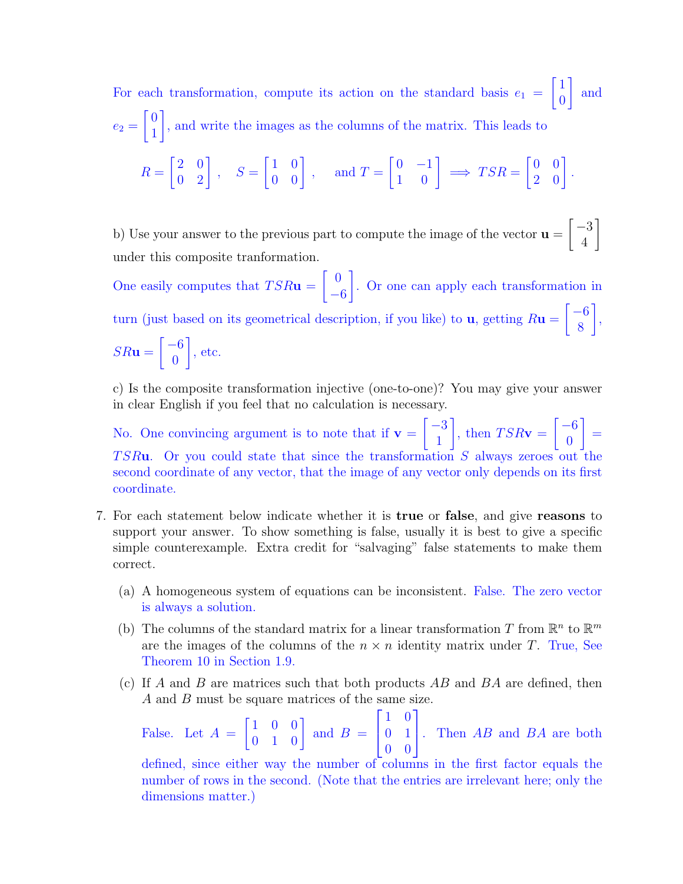For each transformation, compute its action on the standard basis $e_1 = \begin{bmatrix} 1 \\ 0 \end{bmatrix}$ and $e_2 = \begin{bmatrix} 0 \\ 1 \end{bmatrix}$, and write the images as the columns of the matrix. This leads to

$$R = \begin{bmatrix} 2 & 0 \\ 0 & 2 \end{bmatrix}, \quad S = \begin{bmatrix} 1 & 0 \\ 0 & 0 \end{bmatrix}, \quad \text{and } T = \begin{bmatrix} 0 & -1 \\ 1 & 0 \end{bmatrix} \implies TSR = \begin{bmatrix} 0 & 0 \\ 2 & 0 \end{bmatrix}.$$

b) Use your answer to the previous part to compute the image of the vector $\mathbf{u} = \begin{bmatrix} -3 \\ 4 \end{bmatrix}$ under this composite tranformation.

One easily computes that $TSR\mathbf{u} = \begin{bmatrix} 0 \\ -6 \end{bmatrix}$. Or one can apply each transformation in turn (just based on its geometrical description, if you like) to $\mathbf{u}$, getting $R\mathbf{u} = \begin{bmatrix} -6 \\ 8 \end{bmatrix}$, $SR\mathbf{u} = \begin{bmatrix} -6 \\ 0 \end{bmatrix}$, etc.

c) Is the composite transformation injective (one-to-one)? You may give your answer in clear English if you feel that no calculation is necessary.

No. One convincing argument is to note that if $\mathbf{v} = \begin{bmatrix} -3 \\ 1 \end{bmatrix}$, then $TSR\mathbf{v} = \begin{bmatrix} -6 \\ 0 \end{bmatrix} = TSR\mathbf{u}$. Or you could state that since the transformation $S$ always zeroes out the second coordinate of any vector, that the image of any vector only depends on its first coordinate.

7. For each statement below indicate whether it is **true** or **false**, and give **reasons** to support your answer. To show something is false, usually it is best to give a specific simple counterexample. Extra credit for "salvaging" false statements to make them correct.

   (a) A homogeneous system of equations can be inconsistent. False. The zero vector is always a solution.

   (b) The columns of the standard matrix for a linear transformation $T$ from $\mathbb{R}^n$ to $\mathbb{R}^m$ are the images of the columns of the $n \times n$ identity matrix under $T$. True, See Theorem 10 in Section 1.9.

   (c) If $A$ and $B$ are matrices such that both products $AB$ and $BA$ are defined, then $A$ and $B$ must be square matrices of the same size.

   False. Let $A = \begin{bmatrix} 1 & 0 & 0 \\ 0 & 1 & 0 \end{bmatrix}$ and $B = \begin{bmatrix} 1 & 0 \\ 0 & 1 \\ 0 & 0 \end{bmatrix}$. Then $AB$ and $BA$ are both defined, since either way the number of columns in the first factor equals the number of rows in the second. (Note that the entries are irrelevant here; only the dimensions matter.)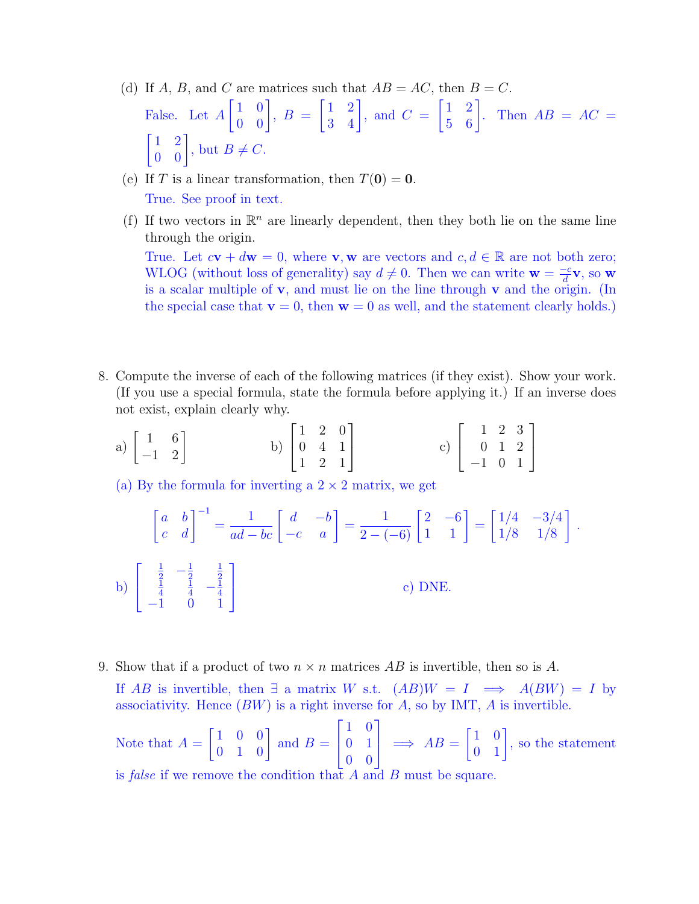(d) If $A$, $B$, and $C$ are matrices such that $AB = AC$, then $B = C$.

False. Let $A\begin{bmatrix} 1 & 0 \\ 0 & 0 \end{bmatrix}$, $B = \begin{bmatrix} 1 & 2 \\ 3 & 4 \end{bmatrix}$, and $C = \begin{bmatrix} 1 & 2 \\ 5 & 6 \end{bmatrix}$. Then $AB = AC = \begin{bmatrix} 1 & 2 \\ 0 & 0 \end{bmatrix}$, but $B \neq C$.

(e) If $T$ is a linear transformation, then $T(\mathbf{0}) = \mathbf{0}$.

True. See proof in text.

(f) If two vectors in $\mathbb{R}^n$ are linearly dependent, then they both lie on the same line through the origin.

True. Let $c\mathbf{v} + d\mathbf{w} = 0$, where $\mathbf{v}, \mathbf{w}$ are vectors and $c, d \in \mathbb{R}$ are not both zero; WLOG (without loss of generality) say $d \neq 0$. Then we can write $\mathbf{w} = \frac{-c}{d}\mathbf{v}$, so $\mathbf{w}$ is a scalar multiple of $\mathbf{v}$, and must lie on the line through $\mathbf{v}$ and the origin. (In the special case that $\mathbf{v} = 0$, then $\mathbf{w} = 0$ as well, and the statement clearly holds.)

8. Compute the inverse of each of the following matrices (if they exist). Show your work. (If you use a special formula, state the formula before applying it.) If an inverse does not exist, explain clearly why.

a) $\begin{bmatrix} 1 & 6 \\ -1 & 2 \end{bmatrix}$ b) $\begin{bmatrix} 1 & 2 & 0 \\ 0 & 4 & 1 \\ 1 & 2 & 1 \end{bmatrix}$ c) $\begin{bmatrix} 1 & 2 & 3 \\ 0 & 1 & 2 \\ -1 & 0 & 1 \end{bmatrix}$

(a) By the formula for inverting a $2 \times 2$ matrix, we get

$$\begin{bmatrix} a & b \\ c & d \end{bmatrix}^{-1} = \frac{1}{ad - bc}\begin{bmatrix} d & -b \\ -c & a \end{bmatrix} = \frac{1}{2 - (-6)}\begin{bmatrix} 2 & -6 \\ 1 & 1 \end{bmatrix} = \begin{bmatrix} 1/4 & -3/4 \\ 1/8 & 1/8 \end{bmatrix}.$$

b) $\begin{bmatrix} \frac{1}{2} & -\frac{1}{2} & \frac{1}{2} \\ \frac{1}{4} & \frac{1}{4} & -\frac{1}{4} \\ -1 & 0 & 1 \end{bmatrix}$ c) DNE.

9. Show that if a product of two $n \times n$ matrices $AB$ is invertible, then so is $A$.

If $AB$ is invertible, then $\exists$ a matrix $W$ s.t. $(AB)W = I \implies A(BW) = I$ by associativity. Hence $(BW)$ is a right inverse for $A$, so by IMT, $A$ is invertible.

Note that $A = \begin{bmatrix} 1 & 0 & 0 \\ 0 & 1 & 0 \end{bmatrix}$ and $B = \begin{bmatrix} 1 & 0 \\ 0 & 1 \\ 0 & 0 \end{bmatrix} \implies AB = \begin{bmatrix} 1 & 0 \\ 0 & 1 \end{bmatrix}$, so the statement is *false* if we remove the condition that $A$ and $B$ must be square.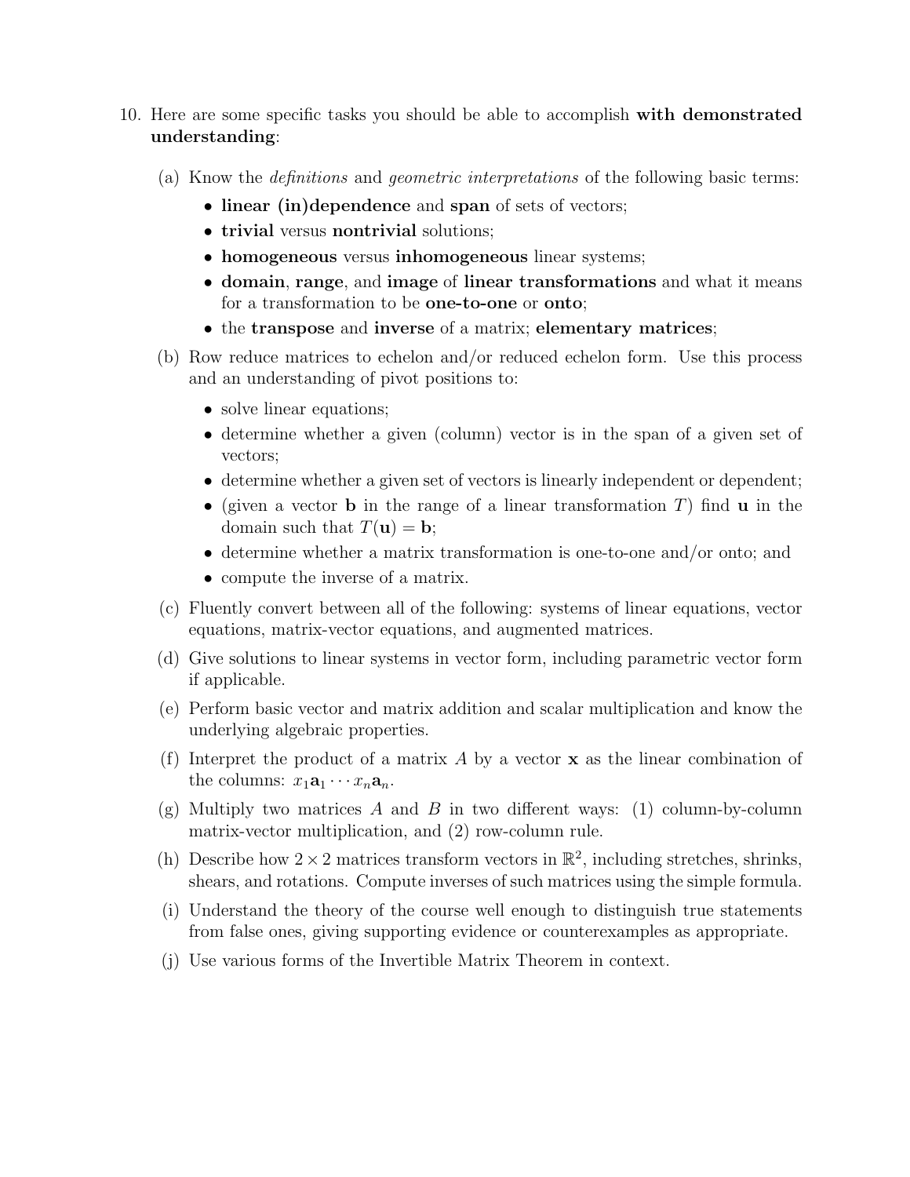10. Here are some specific tasks you should be able to accomplish **with demonstrated understanding**:

    (a) Know the *definitions* and *geometric interpretations* of the following basic terms:
    - **linear (in)dependence** and **span** of sets of vectors;
    - **trivial** versus **nontrivial** solutions;
    - **homogeneous** versus **inhomogeneous** linear systems;
    - **domain**, **range**, and **image** of **linear transformations** and what it means for a transformation to be **one-to-one** or **onto**;
    - the **transpose** and **inverse** of a matrix; **elementary matrices**;

    (b) Row reduce matrices to echelon and/or reduced echelon form. Use this process and an understanding of pivot positions to:
    - solve linear equations;
    - determine whether a given (column) vector is in the span of a given set of vectors;
    - determine whether a given set of vectors is linearly independent or dependent;
    - (given a vector $\mathbf{b}$ in the range of a linear transformation $T$) find $\mathbf{u}$ in the domain such that $T(\mathbf{u}) = \mathbf{b}$;
    - determine whether a matrix transformation is one-to-one and/or onto; and
    - compute the inverse of a matrix.

    (c) Fluently convert between all of the following: systems of linear equations, vector equations, matrix-vector equations, and augmented matrices.

    (d) Give solutions to linear systems in vector form, including parametric vector form if applicable.

    (e) Perform basic vector and matrix addition and scalar multiplication and know the underlying algebraic properties.

    (f) Interpret the product of a matrix $A$ by a vector $\mathbf{x}$ as the linear combination of the columns: $x_1\mathbf{a}_1 \cdots x_n\mathbf{a}_n$.

    (g) Multiply two matrices $A$ and $B$ in two different ways: (1) column-by-column matrix-vector multiplication, and (2) row-column rule.

    (h) Describe how $2 \times 2$ matrices transform vectors in $\mathbb{R}^2$, including stretches, shrinks, shears, and rotations. Compute inverses of such matrices using the simple formula.

    (i) Understand the theory of the course well enough to distinguish true statements from false ones, giving supporting evidence or counterexamples as appropriate.

    (j) Use various forms of the Invertible Matrix Theorem in context.